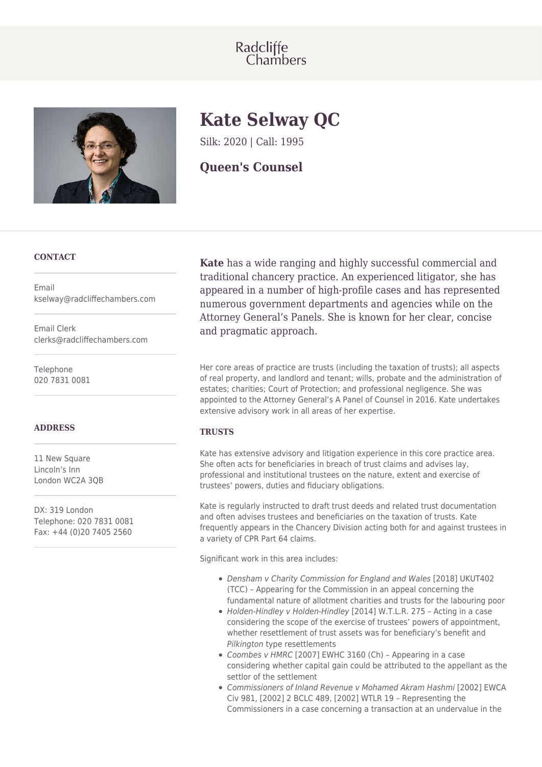Radcliffe Chambers

# Kate Selway QC

Silk: 2020 | Call: 1995

## Queen's Counsel

### CONTACT

Email
kselway@radcliffechambers.com

Email Clerk
clerks@radcliffechambers.com

Telephone
020 7831 0081

### ADDRESS

11 New Square
Lincoln's Inn
London WC2A 3QB

DX: 319 London
Telephone: 020 7831 0081
Fax: +44 (0)20 7405 2560

**Kate** has a wide ranging and highly successful commercial and traditional chancery practice. An experienced litigator, she has appeared in a number of high-profile cases and has represented numerous government departments and agencies while on the Attorney General's Panels. She is known for her clear, concise and pragmatic approach.

Her core areas of practice are trusts (including the taxation of trusts); all aspects of real property, and landlord and tenant; wills, probate and the administration of estates; charities; Court of Protection; and professional negligence. She was appointed to the Attorney General's A Panel of Counsel in 2016. Kate undertakes extensive advisory work in all areas of her expertise.

### TRUSTS

Kate has extensive advisory and litigation experience in this core practice area. She often acts for beneficiaries in breach of trust claims and advises lay, professional and institutional trustees on the nature, extent and exercise of trustees' powers, duties and fiduciary obligations.

Kate is regularly instructed to draft trust deeds and related trust documentation and often advises trustees and beneficiaries on the taxation of trusts. Kate frequently appears in the Chancery Division acting both for and against trustees in a variety of CPR Part 64 claims.

Significant work in this area includes:

- *Densham v Charity Commission for England and Wales* [2018] UKUT402 (TCC) – Appearing for the Commission in an appeal concerning the fundamental nature of allotment charities and trusts for the labouring poor
- *Holden-Hindley v Holden-Hindley* [2014] W.T.L.R. 275 – Acting in a case considering the scope of the exercise of trustees' powers of appointment, whether resettlement of trust assets was for beneficiary's benefit and *Pilkington* type resettlements
- *Coombes v HMRC* [2007] EWHC 3160 (Ch) – Appearing in a case considering whether capital gain could be attributed to the appellant as the settlor of the settlement
- *Commissioners of Inland Revenue v Mohamed Akram Hashmi* [2002] EWCA Civ 981, [2002] 2 BCLC 489, [2002] WTLR 19 – Representing the Commissioners in a case concerning a transaction at an undervalue in the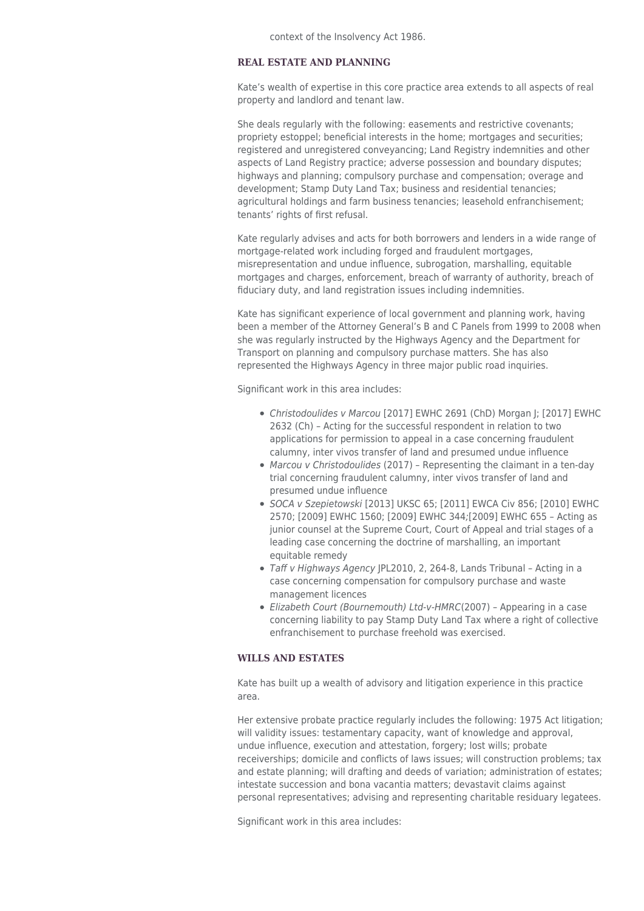context of the Insolvency Act 1986.

## REAL ESTATE AND PLANNING

Kate's wealth of expertise in this core practice area extends to all aspects of real property and landlord and tenant law.

She deals regularly with the following: easements and restrictive covenants; propriety estoppel; beneficial interests in the home; mortgages and securities; registered and unregistered conveyancing; Land Registry indemnities and other aspects of Land Registry practice; adverse possession and boundary disputes; highways and planning; compulsory purchase and compensation; overage and development; Stamp Duty Land Tax; business and residential tenancies; agricultural holdings and farm business tenancies; leasehold enfranchisement; tenants' rights of first refusal.

Kate regularly advises and acts for both borrowers and lenders in a wide range of mortgage-related work including forged and fraudulent mortgages, misrepresentation and undue influence, subrogation, marshalling, equitable mortgages and charges, enforcement, breach of warranty of authority, breach of fiduciary duty, and land registration issues including indemnities.

Kate has significant experience of local government and planning work, having been a member of the Attorney General's B and C Panels from 1999 to 2008 when she was regularly instructed by the Highways Agency and the Department for Transport on planning and compulsory purchase matters. She has also represented the Highways Agency in three major public road inquiries.

Significant work in this area includes:

- *Christodoulides v Marcou* [2017] EWHC 2691 (ChD) Morgan J; [2017] EWHC 2632 (Ch) – Acting for the successful respondent in relation to two applications for permission to appeal in a case concerning fraudulent calumny, inter vivos transfer of land and presumed undue influence
- *Marcou v Christodoulides* (2017) – Representing the claimant in a ten-day trial concerning fraudulent calumny, inter vivos transfer of land and presumed undue influence
- *SOCA v Szepietowski* [2013] UKSC 65; [2011] EWCA Civ 856; [2010] EWHC 2570; [2009] EWHC 1560; [2009] EWHC 344;[2009] EWHC 655 – Acting as junior counsel at the Supreme Court, Court of Appeal and trial stages of a leading case concerning the doctrine of marshalling, an important equitable remedy
- *Taff v Highways Agency* JPL2010, 2, 264-8, Lands Tribunal – Acting in a case concerning compensation for compulsory purchase and waste management licences
- *Elizabeth Court (Bournemouth) Ltd-v-HMRC*(2007) – Appearing in a case concerning liability to pay Stamp Duty Land Tax where a right of collective enfranchisement to purchase freehold was exercised.

## WILLS AND ESTATES

Kate has built up a wealth of advisory and litigation experience in this practice area.

Her extensive probate practice regularly includes the following: 1975 Act litigation; will validity issues: testamentary capacity, want of knowledge and approval, undue influence, execution and attestation, forgery; lost wills; probate receiverships; domicile and conflicts of laws issues; will construction problems; tax and estate planning; will drafting and deeds of variation; administration of estates; intestate succession and bona vacantia matters; devastavit claims against personal representatives; advising and representing charitable residuary legatees.

Significant work in this area includes: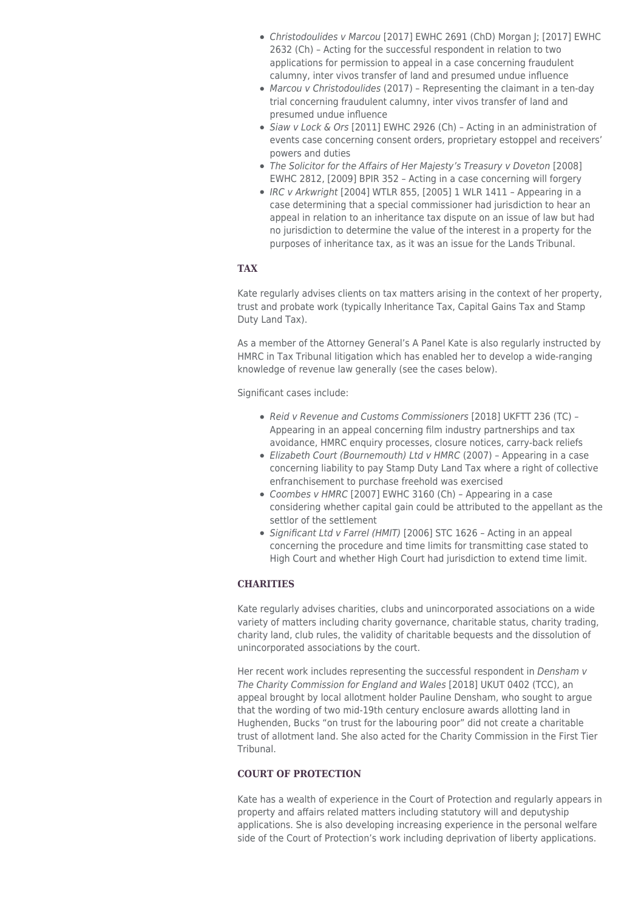- *Christodoulides v Marcou* [2017] EWHC 2691 (ChD) Morgan J; [2017] EWHC 2632 (Ch) – Acting for the successful respondent in relation to two applications for permission to appeal in a case concerning fraudulent calumny, inter vivos transfer of land and presumed undue influence
- *Marcou v Christodoulides* (2017) – Representing the claimant in a ten-day trial concerning fraudulent calumny, inter vivos transfer of land and presumed undue influence
- *Siaw v Lock & Ors* [2011] EWHC 2926 (Ch) – Acting in an administration of events case concerning consent orders, proprietary estoppel and receivers' powers and duties
- *The Solicitor for the Affairs of Her Majesty's Treasury v Doveton* [2008] EWHC 2812, [2009] BPIR 352 – Acting in a case concerning will forgery
- *IRC v Arkwright* [2004] WTLR 855, [2005] 1 WLR 1411 – Appearing in a case determining that a special commissioner had jurisdiction to hear an appeal in relation to an inheritance tax dispute on an issue of law but had no jurisdiction to determine the value of the interest in a property for the purposes of inheritance tax, as it was an issue for the Lands Tribunal.

## TAX

Kate regularly advises clients on tax matters arising in the context of her property, trust and probate work (typically Inheritance Tax, Capital Gains Tax and Stamp Duty Land Tax).

As a member of the Attorney General's A Panel Kate is also regularly instructed by HMRC in Tax Tribunal litigation which has enabled her to develop a wide-ranging knowledge of revenue law generally (see the cases below).

Significant cases include:

- *Reid v Revenue and Customs Commissioners* [2018] UKFTT 236 (TC) – Appearing in an appeal concerning film industry partnerships and tax avoidance, HMRC enquiry processes, closure notices, carry-back reliefs
- *Elizabeth Court (Bournemouth) Ltd v HMRC* (2007) – Appearing in a case concerning liability to pay Stamp Duty Land Tax where a right of collective enfranchisement to purchase freehold was exercised
- *Coombes v HMRC* [2007] EWHC 3160 (Ch) – Appearing in a case considering whether capital gain could be attributed to the appellant as the settlor of the settlement
- *Significant Ltd v Farrel (HMIT)* [2006] STC 1626 – Acting in an appeal concerning the procedure and time limits for transmitting case stated to High Court and whether High Court had jurisdiction to extend time limit.

## CHARITIES

Kate regularly advises charities, clubs and unincorporated associations on a wide variety of matters including charity governance, charitable status, charity trading, charity land, club rules, the validity of charitable bequests and the dissolution of unincorporated associations by the court.

Her recent work includes representing the successful respondent in *Densham v The Charity Commission for England and Wales* [2018] UKUT 0402 (TCC), an appeal brought by local allotment holder Pauline Densham, who sought to argue that the wording of two mid-19th century enclosure awards allotting land in Hughenden, Bucks "on trust for the labouring poor" did not create a charitable trust of allotment land. She also acted for the Charity Commission in the First Tier Tribunal.

## COURT OF PROTECTION

Kate has a wealth of experience in the Court of Protection and regularly appears in property and affairs related matters including statutory will and deputyship applications. She is also developing increasing experience in the personal welfare side of the Court of Protection's work including deprivation of liberty applications.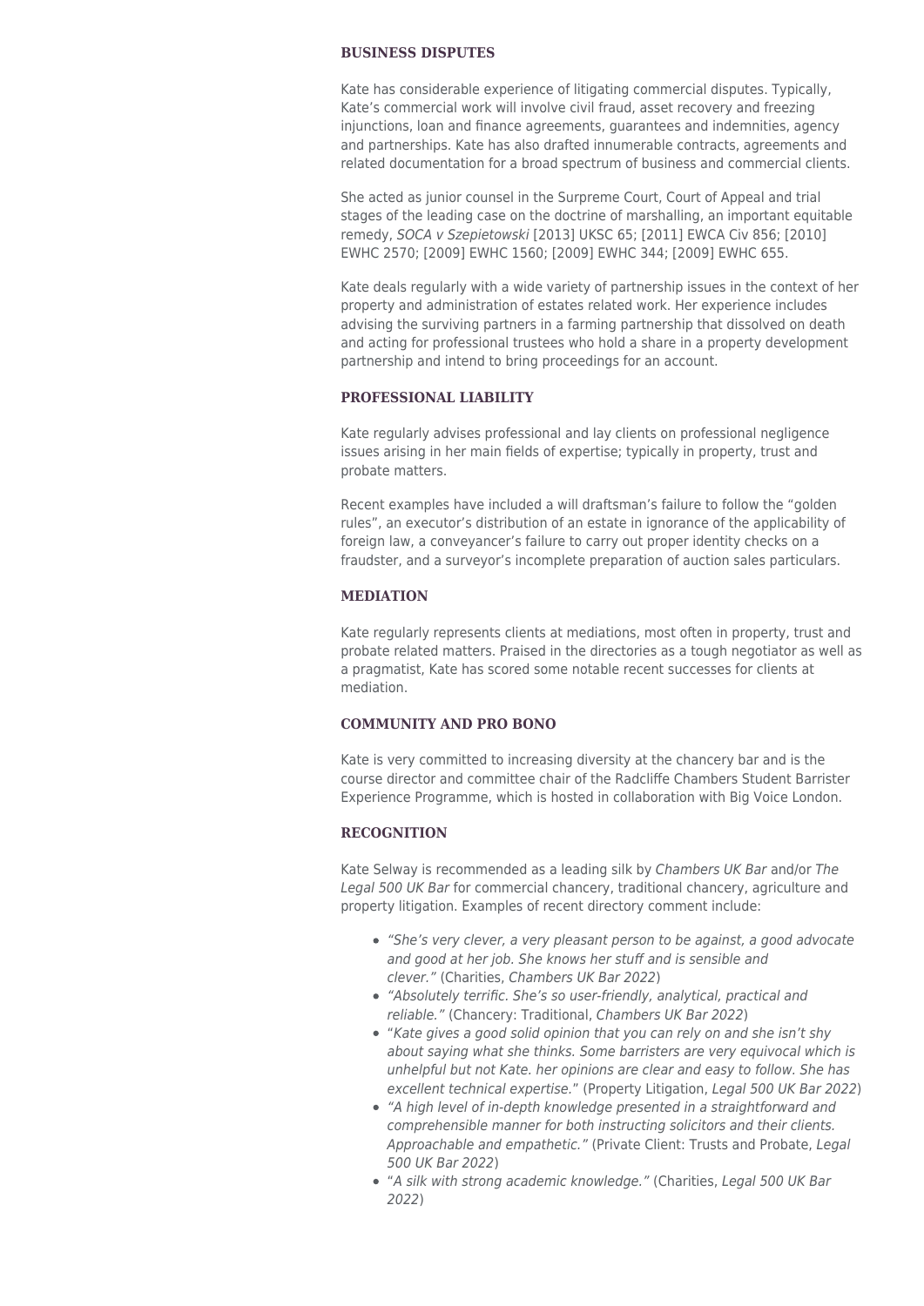## BUSINESS DISPUTES

Kate has considerable experience of litigating commercial disputes. Typically, Kate's commercial work will involve civil fraud, asset recovery and freezing injunctions, loan and finance agreements, guarantees and indemnities, agency and partnerships. Kate has also drafted innumerable contracts, agreements and related documentation for a broad spectrum of business and commercial clients.

She acted as junior counsel in the Surpreme Court, Court of Appeal and trial stages of the leading case on the doctrine of marshalling, an important equitable remedy, *SOCA v Szepietowski* [2013] UKSC 65; [2011] EWCA Civ 856; [2010] EWHC 2570; [2009] EWHC 1560; [2009] EWHC 344; [2009] EWHC 655.

Kate deals regularly with a wide variety of partnership issues in the context of her property and administration of estates related work. Her experience includes advising the surviving partners in a farming partnership that dissolved on death and acting for professional trustees who hold a share in a property development partnership and intend to bring proceedings for an account.

## PROFESSIONAL LIABILITY

Kate regularly advises professional and lay clients on professional negligence issues arising in her main fields of expertise; typically in property, trust and probate matters.

Recent examples have included a will draftsman's failure to follow the "golden rules", an executor's distribution of an estate in ignorance of the applicability of foreign law, a conveyancer's failure to carry out proper identity checks on a fraudster, and a surveyor's incomplete preparation of auction sales particulars.

## MEDIATION

Kate regularly represents clients at mediations, most often in property, trust and probate related matters. Praised in the directories as a tough negotiator as well as a pragmatist, Kate has scored some notable recent successes for clients at mediation.

## COMMUNITY AND PRO BONO

Kate is very committed to increasing diversity at the chancery bar and is the course director and committee chair of the Radcliffe Chambers Student Barrister Experience Programme, which is hosted in collaboration with Big Voice London.

## RECOGNITION

Kate Selway is recommended as a leading silk by *Chambers UK Bar* and/or *The Legal 500 UK Bar* for commercial chancery, traditional chancery, agriculture and property litigation. Examples of recent directory comment include:

- *"She's very clever, a very pleasant person to be against, a good advocate and good at her job. She knows her stuff and is sensible and clever."* (Charities, *Chambers UK Bar 2022*)
- *"Absolutely terrific. She's so user-friendly, analytical, practical and reliable."* (Chancery: Traditional, *Chambers UK Bar 2022*)
- "*Kate gives a good solid opinion that you can rely on and she isn't shy about saying what she thinks. Some barristers are very equivocal which is unhelpful but not Kate. her opinions are clear and easy to follow. She has excellent technical expertise.*" (Property Litigation, *Legal 500 UK Bar 2022*)
- *"A high level of in-depth knowledge presented in a straightforward and comprehensible manner for both instructing solicitors and their clients. Approachable and empathetic."* (Private Client: Trusts and Probate, *Legal 500 UK Bar 2022*)
- "*A silk with strong academic knowledge."* (Charities, *Legal 500 UK Bar 2022*)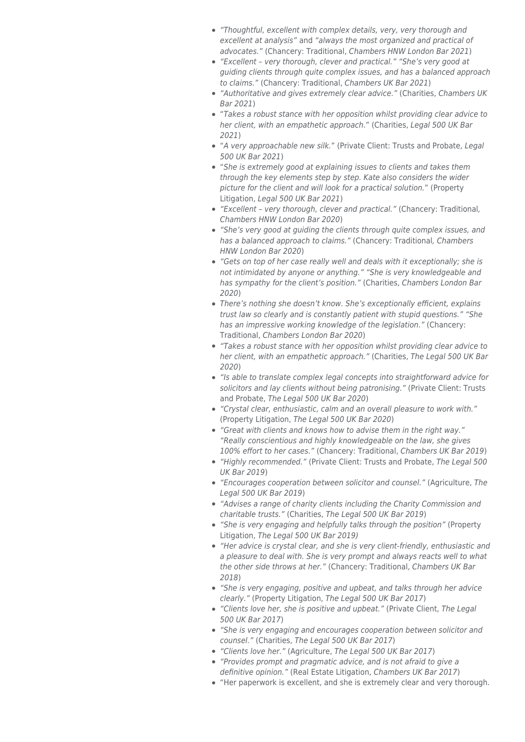- *"Thoughtful, excellent with complex details, very, very thorough and excellent at analysis"* and *"always the most organized and practical of advocates."* (Chancery: Traditional, *Chambers HNW London Bar 2021*)
- *"Excellent – very thorough, clever and practical." "She's very good at guiding clients through quite complex issues, and has a balanced approach to claims."* (Chancery: Traditional, *Chambers UK Bar 2021*)
- *"Authoritative and gives extremely clear advice."* (Charities, *Chambers UK Bar 2021*)
- "*Takes a robust stance with her opposition whilst providing clear advice to her client, with an empathetic approach*." (Charities, *Legal 500 UK Bar 2021*)
- "*A very approachable new silk.*" (Private Client: Trusts and Probate, *Legal 500 UK Bar 2021*)
- "*She is extremely good at explaining issues to clients and takes them through the key elements step by step. Kate also considers the wider picture for the client and will look for a practical solution.*" (Property Litigation, *Legal 500 UK Bar 2021*)
- *"Excellent – very thorough, clever and practical."* (Chancery: Traditional, *Chambers HNW London Bar 2020*)
- *"She's very good at guiding the clients through quite complex issues, and has a balanced approach to claims."* (Chancery: Traditional, *Chambers HNW London Bar 2020*)
- *"Gets on top of her case really well and deals with it exceptionally; she is not intimidated by anyone or anything." "She is very knowledgeable and has sympathy for the client's position."* (Charities, *Chambers London Bar 2020*)
- *There's nothing she doesn't know. She's exceptionally efficient, explains trust law so clearly and is constantly patient with stupid questions." "She has an impressive working knowledge of the legislation."* (Chancery: Traditional, *Chambers London Bar 2020*)
- *"Takes a robust stance with her opposition whilst providing clear advice to her client, with an empathetic approach."* (Charities, *The Legal 500 UK Bar 2020*)
- *"Is able to translate complex legal concepts into straightforward advice for solicitors and lay clients without being patronising."* (Private Client: Trusts and Probate, *The Legal 500 UK Bar 2020*)
- *"Crystal clear, enthusiastic, calm and an overall pleasure to work with."* (Property Litigation, *The Legal 500 UK Bar 2020*)
- *"Great with clients and knows how to advise them in the right way." "Really conscientious and highly knowledgeable on the law, she gives 100% effort to her cases."* (Chancery: Traditional, *Chambers UK Bar 2019*)
- *"Highly recommended."* (Private Client: Trusts and Probate, *The Legal 500 UK Bar 2019*)
- *"Encourages cooperation between solicitor and counsel."* (Agriculture, *The Legal 500 UK Bar 2019*)
- *"Advises a range of charity clients including the Charity Commission and charitable trusts."* (Charities, *The Legal 500 UK Bar 2019*)
- *"She is very engaging and helpfully talks through the position"* (Property Litigation, *The Legal 500 UK Bar 2019)*
- *"Her advice is crystal clear, and she is very client-friendly, enthusiastic and a pleasure to deal with. She is very prompt and always reacts well to what the other side throws at her."* (Chancery: Traditional, *Chambers UK Bar 2018*)
- *"She is very engaging, positive and upbeat, and talks through her advice clearly."* (Property Litigation, *The Legal 500 UK Bar 2017*)
- *"Clients love her, she is positive and upbeat."* (Private Client, *The Legal 500 UK Bar 2017*)
- *"She is very engaging and encourages cooperation between solicitor and counsel."* (Charities, *The Legal 500 UK Bar 2017*)
- *"Clients love her."* (Agriculture, *The Legal 500 UK Bar 2017*)
- *"Provides prompt and pragmatic advice, and is not afraid to give a definitive opinion."* (Real Estate Litigation, *Chambers UK Bar 2017*)
- "Her paperwork is excellent, and she is extremely clear and very thorough.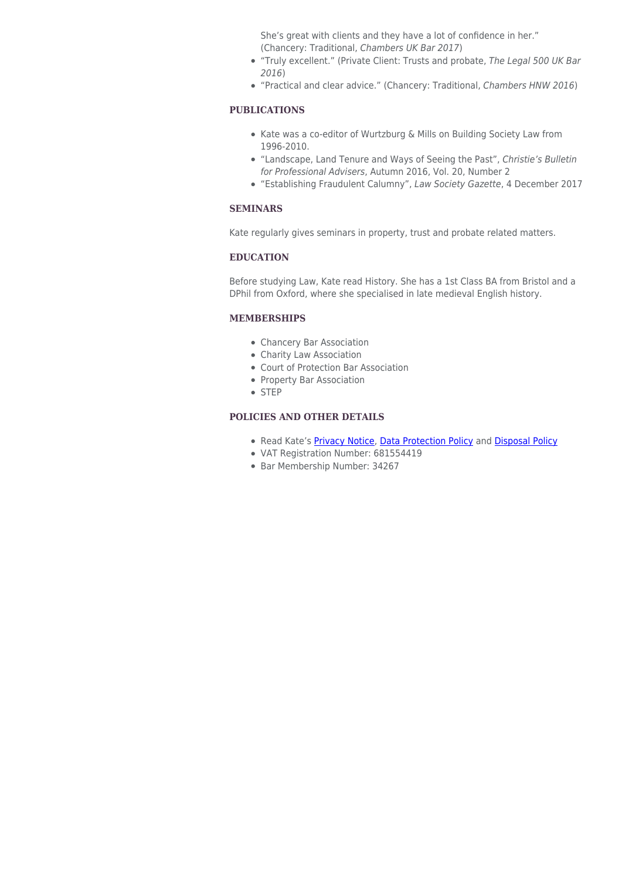She's great with clients and they have a lot of confidence in her." (Chancery: Traditional, *Chambers UK Bar 2017*)

- "Truly excellent." (Private Client: Trusts and probate, *The Legal 500 UK Bar 2016*)
- "Practical and clear advice." (Chancery: Traditional, *Chambers HNW 2016*)

### PUBLICATIONS

- Kate was a co-editor of Wurtzburg & Mills on Building Society Law from 1996-2010.
- "Landscape, Land Tenure and Ways of Seeing the Past", *Christie's Bulletin for Professional Advisers*, Autumn 2016, Vol. 20, Number 2
- "Establishing Fraudulent Calumny", *Law Society Gazette*, 4 December 2017

### SEMINARS

Kate regularly gives seminars in property, trust and probate related matters.

### EDUCATION

Before studying Law, Kate read History. She has a 1st Class BA from Bristol and a DPhil from Oxford, where she specialised in late medieval English history.

### MEMBERSHIPS

- Chancery Bar Association
- Charity Law Association
- Court of Protection Bar Association
- Property Bar Association
- STEP

### POLICIES AND OTHER DETAILS

- Read Kate's Privacy Notice, Data Protection Policy and Disposal Policy
- VAT Registration Number: 681554419
- Bar Membership Number: 34267